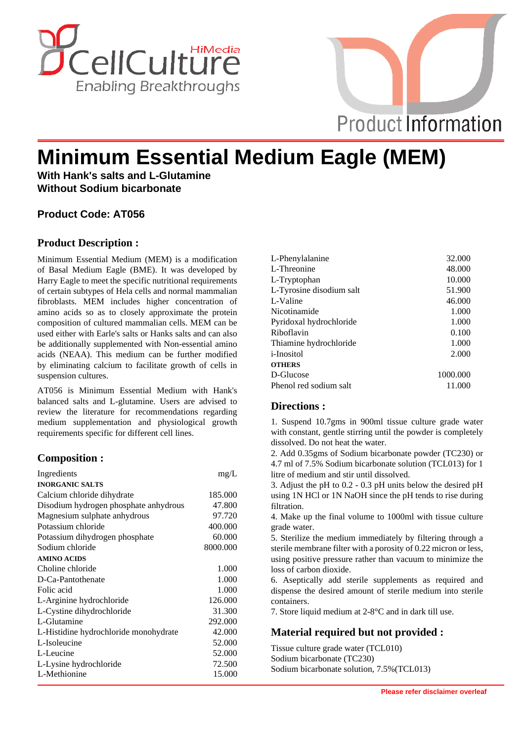# Minimum Essential Medium Eagle (MEM)

**With Hank's salts and L-Glutamine**
**Without Sodium bicarbonate**

**Product Code: AT056**

## Product Description :

Minimum Essential Medium (MEM) is a modification of Basal Medium Eagle (BME). It was developed by Harry Eagle to meet the specific nutritional requirements of certain subtypes of Hela cells and normal mammalian fibroblasts. MEM includes higher concentration of amino acids so as to closely approximate the protein composition of cultured mammalian cells. MEM can be used either with Earle's salts or Hanks salts and can also be additionally supplemented with Non-essential amino acids (NEAA). This medium can be further modified by eliminating calcium to facilitate growth of cells in suspension cultures.

AT056 is Minimum Essential Medium with Hank's balanced salts and L-glutamine. Users are advised to review the literature for recommendations regarding medium supplementation and physiological growth requirements specific for different cell lines.

## Composition :

| Ingredients | mg/L |
|---|---|
| **INORGANIC SALTS** | |
| Calcium chloride dihydrate | 185.000 |
| Disodium hydrogen phosphate anhydrous | 47.800 |
| Magnesium sulphate anhydrous | 97.720 |
| Potassium chloride | 400.000 |
| Potassium dihydrogen phosphate | 60.000 |
| Sodium chloride | 8000.000 |
| **AMINO ACIDS** | |
| Choline chloride | 1.000 |
| D-Ca-Pantothenate | 1.000 |
| Folic acid | 1.000 |
| L-Arginine hydrochloride | 126.000 |
| L-Cystine dihydrochloride | 31.300 |
| L-Glutamine | 292.000 |
| L-Histidine hydrochloride monohydrate | 42.000 |
| L-Isoleucine | 52.000 |
| L-Leucine | 52.000 |
| L-Lysine hydrochloride | 72.500 |
| L-Methionine | 15.000 |
| L-Phenylalanine | 32.000 |
| L-Threonine | 48.000 |
| L-Tryptophan | 10.000 |
| L-Tyrosine disodium salt | 51.900 |
| L-Valine | 46.000 |
| Nicotinamide | 1.000 |
| Pyridoxal hydrochloride | 1.000 |
| Riboflavin | 0.100 |
| Thiamine hydrochloride | 1.000 |
| i-Inositol | 2.000 |
| **OTHERS** | |
| D-Glucose | 1000.000 |
| Phenol red sodium salt | 11.000 |

## Directions :

1. Suspend 10.7gms in 900ml tissue culture grade water with constant, gentle stirring until the powder is completely dissolved. Do not heat the water.
2. Add 0.35gms of Sodium bicarbonate powder (TC230) or 4.7 ml of 7.5% Sodium bicarbonate solution (TCL013) for 1 litre of medium and stir until dissolved.
3. Adjust the pH to 0.2 - 0.3 pH units below the desired pH using 1N HCl or 1N NaOH since the pH tends to rise during filtration.
4. Make up the final volume to 1000ml with tissue culture grade water.
5. Sterilize the medium immediately by filtering through a sterile membrane filter with a porosity of 0.22 micron or less, using positive pressure rather than vacuum to minimize the loss of carbon dioxide.
6. Aseptically add sterile supplements as required and dispense the desired amount of sterile medium into sterile containers.
7. Store liquid medium at 2-8°C and in dark till use.

## Material required but not provided :

Tissue culture grade water (TCL010)
Sodium bicarbonate (TC230)
Sodium bicarbonate solution, 7.5%(TCL013)

**Please refer disclaimer overleaf**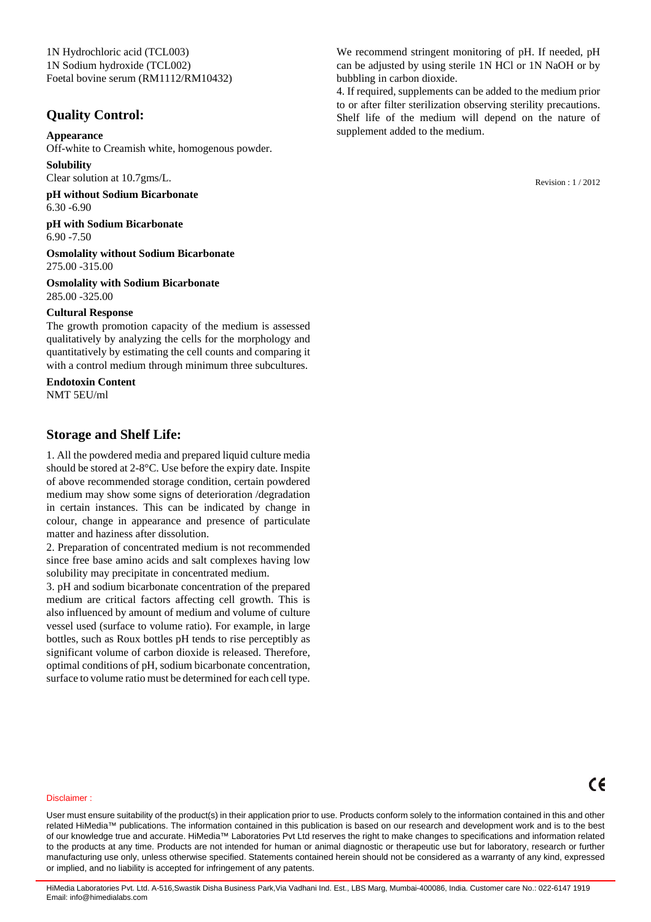1N Hydrochloric acid (TCL003)
1N Sodium hydroxide (TCL002)
Foetal bovine serum (RM1112/RM10432)

## Quality Control:

**Appearance**
Off-white to Creamish white, homogenous powder.

**Solubility**
Clear solution at 10.7gms/L.

**pH without Sodium Bicarbonate**
6.30 -6.90

**pH with Sodium Bicarbonate**
6.90 -7.50

**Osmolality without Sodium Bicarbonate**
275.00 -315.00

**Osmolality with Sodium Bicarbonate**
285.00 -325.00

**Cultural Response**
The growth promotion capacity of the medium is assessed qualitatively by analyzing the cells for the morphology and quantitatively by estimating the cell counts and comparing it with a control medium through minimum three subcultures.

**Endotoxin Content**
NMT 5EU/ml

## Storage and Shelf Life:

1. All the powdered media and prepared liquid culture media should be stored at 2-8°C. Use before the expiry date. Inspite of above recommended storage condition, certain powdered medium may show some signs of deterioration /degradation in certain instances. This can be indicated by change in colour, change in appearance and presence of particulate matter and haziness after dissolution.
2. Preparation of concentrated medium is not recommended since free base amino acids and salt complexes having low solubility may precipitate in concentrated medium.
3. pH and sodium bicarbonate concentration of the prepared medium are critical factors affecting cell growth. This is also influenced by amount of medium and volume of culture vessel used (surface to volume ratio). For example, in large bottles, such as Roux bottles pH tends to rise perceptibly as significant volume of carbon dioxide is released. Therefore, optimal conditions of pH, sodium bicarbonate concentration, surface to volume ratio must be determined for each cell type. We recommend stringent monitoring of pH. If needed, pH can be adjusted by using sterile 1N HCl or 1N NaOH or by bubbling in carbon dioxide.
4. If required, supplements can be added to the medium prior to or after filter sterilization observing sterility precautions. Shelf life of the medium will depend on the nature of supplement added to the medium.

Revision : 1 / 2012

Disclaimer :

User must ensure suitability of the product(s) in their application prior to use. Products conform solely to the information contained in this and other related HiMedia™ publications. The information contained in this publication is based on our research and development work and is to the best of our knowledge true and accurate. HiMedia™ Laboratories Pvt Ltd reserves the right to make changes to specifications and information related to the products at any time. Products are not intended for human or animal diagnostic or therapeutic use but for laboratory, research or further manufacturing use only, unless otherwise specified. Statements contained herein should not be considered as a warranty of any kind, expressed or implied, and no liability is accepted for infringement of any patents.

HiMedia Laboratories Pvt. Ltd. A-516,Swastik Disha Business Park,Via Vadhani Ind. Est., LBS Marg, Mumbai-400086, India. Customer care No.: 022-6147 1919 Email: info@himedialabs.com